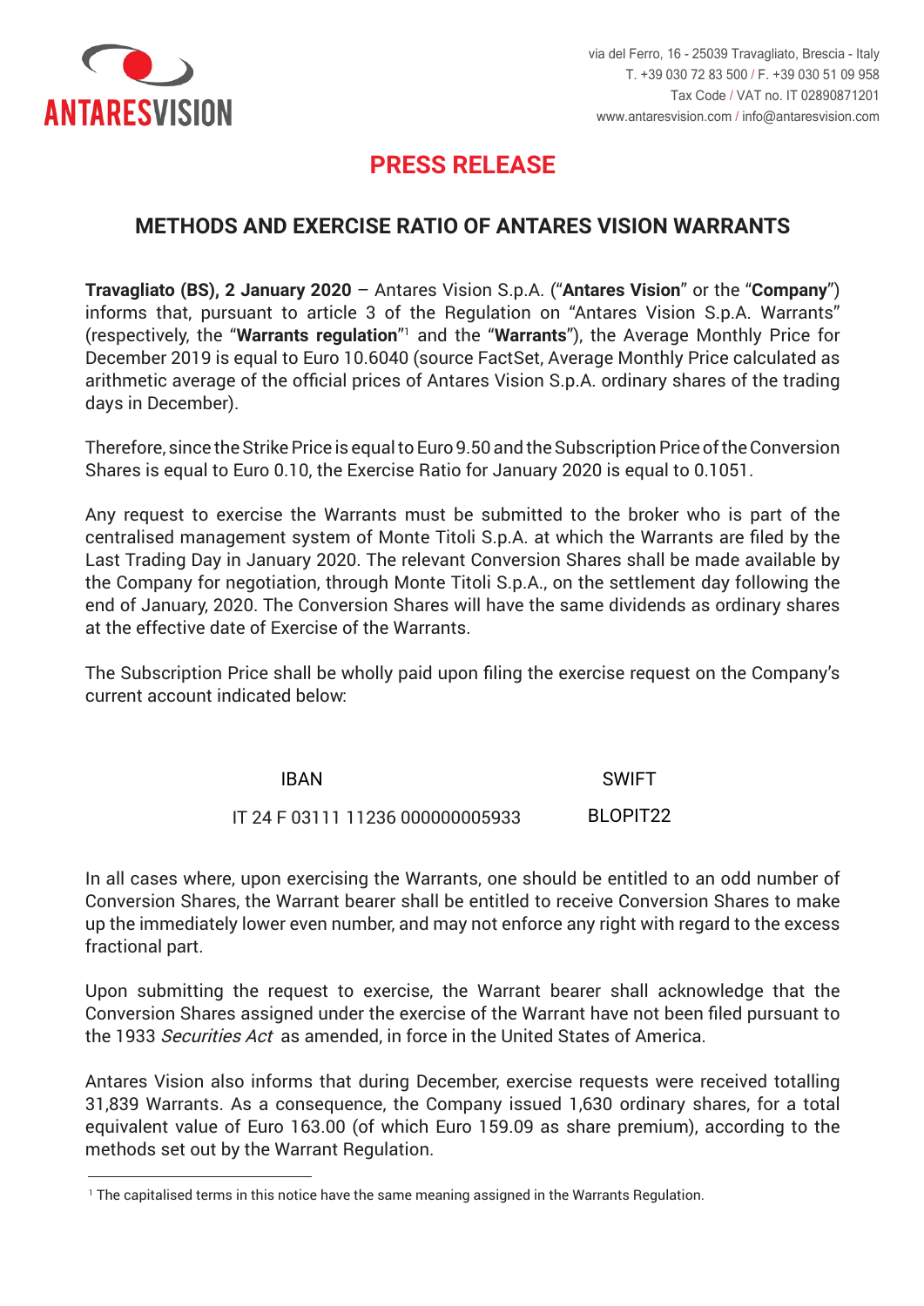ANTARESVISION

via del Ferro, 16 - 25039 Travagliato, Brescia - Italy
T. +39 030 72 83 500 / F. +39 030 51 09 958
Tax Code / VAT no. IT 02890871201
www.antaresvision.com / info@antaresvision.com

# PRESS RELEASE

## METHODS AND EXERCISE RATIO OF ANTARES VISION WARRANTS

**Travagliato (BS), 2 January 2020** – Antares Vision S.p.A. ("**Antares Vision**" or the "**Company**") informs that, pursuant to article 3 of the Regulation on "Antares Vision S.p.A. Warrants" (respectively, the "**Warrants regulation**"[1] and the "**Warrants**"), the Average Monthly Price for December 2019 is equal to Euro 10.6040 (source FactSet, Average Monthly Price calculated as arithmetic average of the official prices of Antares Vision S.p.A. ordinary shares of the trading days in December).

Therefore, since the Strike Price is equal to Euro 9.50 and the Subscription Price of the Conversion Shares is equal to Euro 0.10, the Exercise Ratio for January 2020 is equal to 0.1051.

Any request to exercise the Warrants must be submitted to the broker who is part of the centralised management system of Monte Titoli S.p.A. at which the Warrants are filed by the Last Trading Day in January 2020. The relevant Conversion Shares shall be made available by the Company for negotiation, through Monte Titoli S.p.A., on the settlement day following the end of January, 2020. The Conversion Shares will have the same dividends as ordinary shares at the effective date of Exercise of the Warrants.

The Subscription Price shall be wholly paid upon filing the exercise request on the Company's current account indicated below:

| IBAN | SWIFT |
|---|---|
| IT 24 F 03111 11236 000000005933 | BLOPIT22 |

In all cases where, upon exercising the Warrants, one should be entitled to an odd number of Conversion Shares, the Warrant bearer shall be entitled to receive Conversion Shares to make up the immediately lower even number, and may not enforce any right with regard to the excess fractional part.

Upon submitting the request to exercise, the Warrant bearer shall acknowledge that the Conversion Shares assigned under the exercise of the Warrant have not been filed pursuant to the 1933 *Securities Act* as amended, in force in the United States of America.

Antares Vision also informs that during December, exercise requests were received totalling 31,839 Warrants. As a consequence, the Company issued 1,630 ordinary shares, for a total equivalent value of Euro 163.00 (of which Euro 159.09 as share premium), according to the methods set out by the Warrant Regulation.

[1] The capitalised terms in this notice have the same meaning assigned in the Warrants Regulation.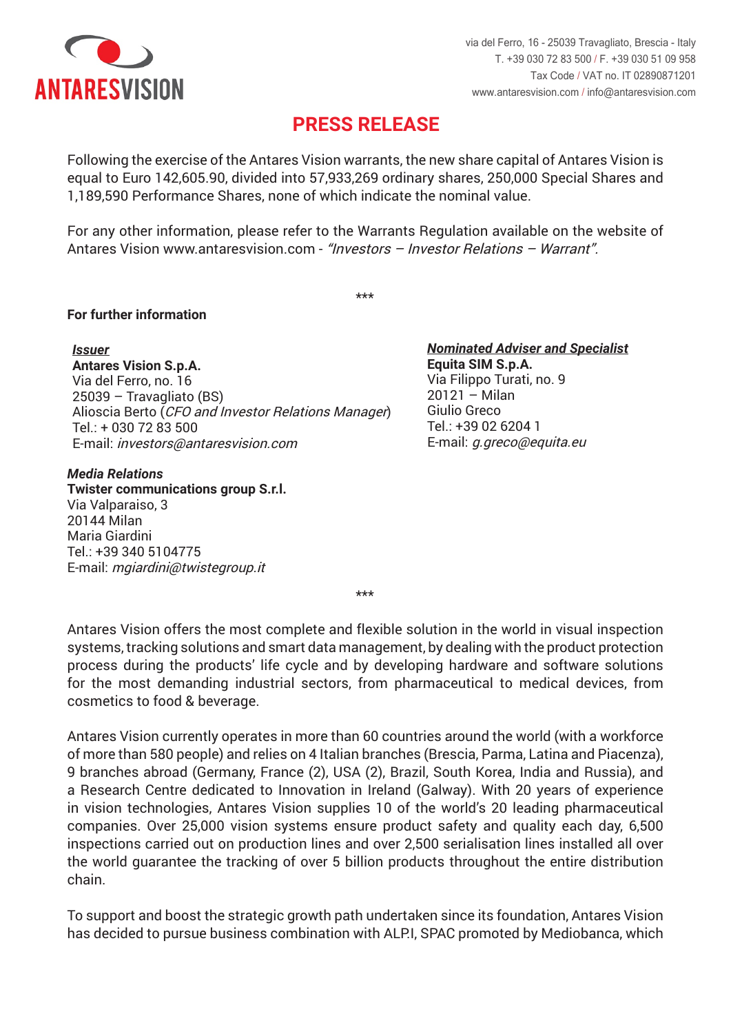# PRESS RELEASE

Following the exercise of the Antares Vision warrants, the new share capital of Antares Vision is equal to Euro 142,605.90, divided into 57,933,269 ordinary shares, 250,000 Special Shares and 1,189,590 Performance Shares, none of which indicate the nominal value.

For any other information, please refer to the Warrants Regulation available on the website of Antares Vision www.antaresvision.com - *"Investors – Investor Relations – Warrant".*

***

**For further information**

***Issuer***
**Antares Vision S.p.A.**
Via del Ferro, no. 16
25039 – Travagliato (BS)
Alioscia Berto (*CFO and Investor Relations Manager*)
Tel.: + 030 72 83 500
E-mail: *investors@antaresvision.com*

***Nominated Adviser and Specialist***
**Equita SIM S.p.A.**
Via Filippo Turati, no. 9
20121 – Milan
Giulio Greco
Tel.: +39 02 6204 1
E-mail: *g.greco@equita.eu*

***Media Relations***
**Twister communications group S.r.l.**
Via Valparaiso, 3
20144 Milan
Maria Giardini
Tel.: +39 340 5104775
E-mail: *mgiardini@twistegroup.it*

***

Antares Vision offers the most complete and flexible solution in the world in visual inspection systems, tracking solutions and smart data management, by dealing with the product protection process during the products' life cycle and by developing hardware and software solutions for the most demanding industrial sectors, from pharmaceutical to medical devices, from cosmetics to food & beverage.

Antares Vision currently operates in more than 60 countries around the world (with a workforce of more than 580 people) and relies on 4 Italian branches (Brescia, Parma, Latina and Piacenza), 9 branches abroad (Germany, France (2), USA (2), Brazil, South Korea, India and Russia), and a Research Centre dedicated to Innovation in Ireland (Galway). With 20 years of experience in vision technologies, Antares Vision supplies 10 of the world's 20 leading pharmaceutical companies. Over 25,000 vision systems ensure product safety and quality each day, 6,500 inspections carried out on production lines and over 2,500 serialisation lines installed all over the world guarantee the tracking of over 5 billion products throughout the entire distribution chain.

To support and boost the strategic growth path undertaken since its foundation, Antares Vision has decided to pursue business combination with ALP.I, SPAC promoted by Mediobanca, which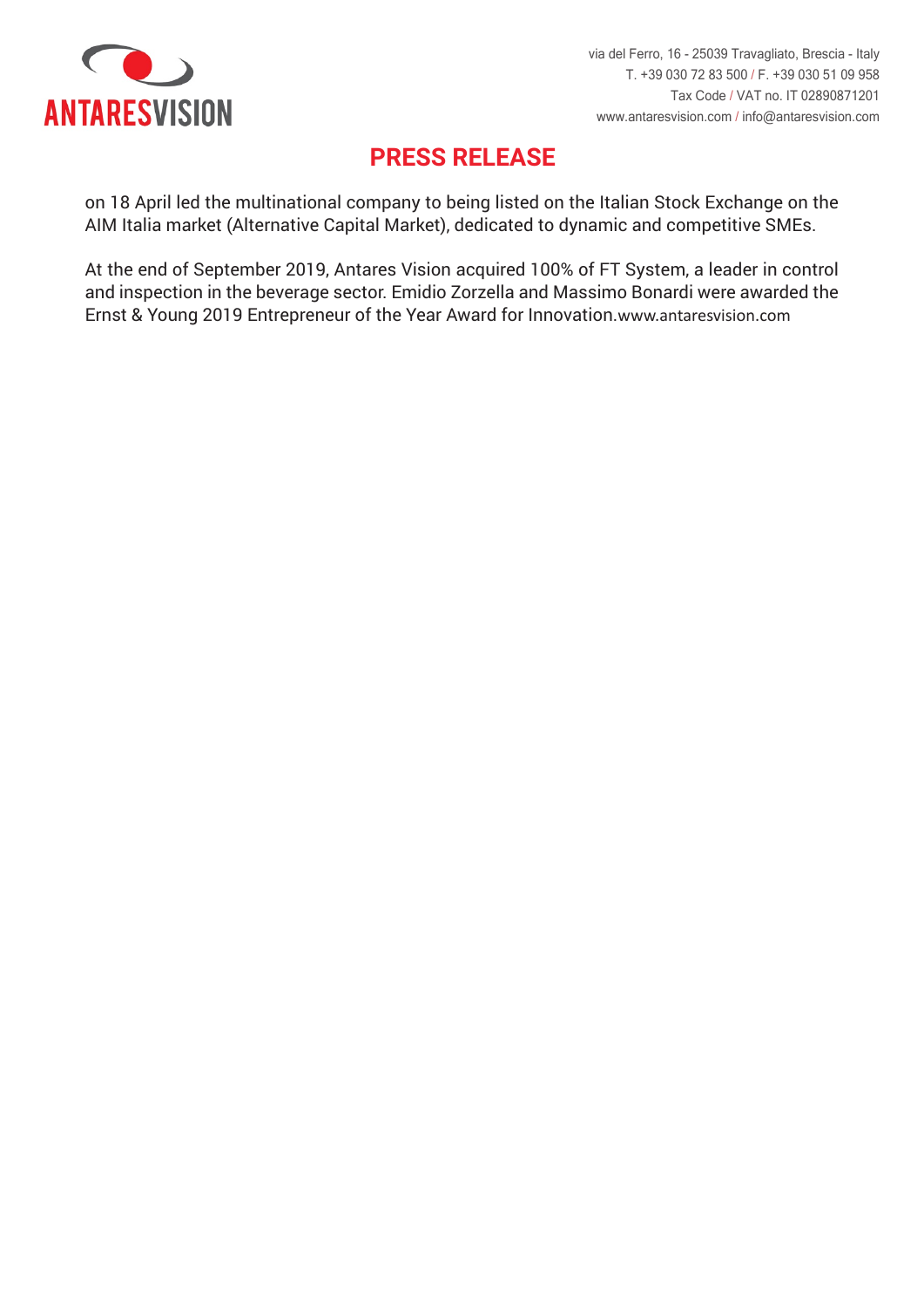on 18 April led the multinational company to being listed on the Italian Stock Exchange on the AIM Italia market (Alternative Capital Market), dedicated to dynamic and competitive SMEs.

At the end of September 2019, Antares Vision acquired 100% of FT System, a leader in control and inspection in the beverage sector. Emidio Zorzella and Massimo Bonardi were awarded the Ernst & Young 2019 Entrepreneur of the Year Award for Innovation.www.antaresvision.com